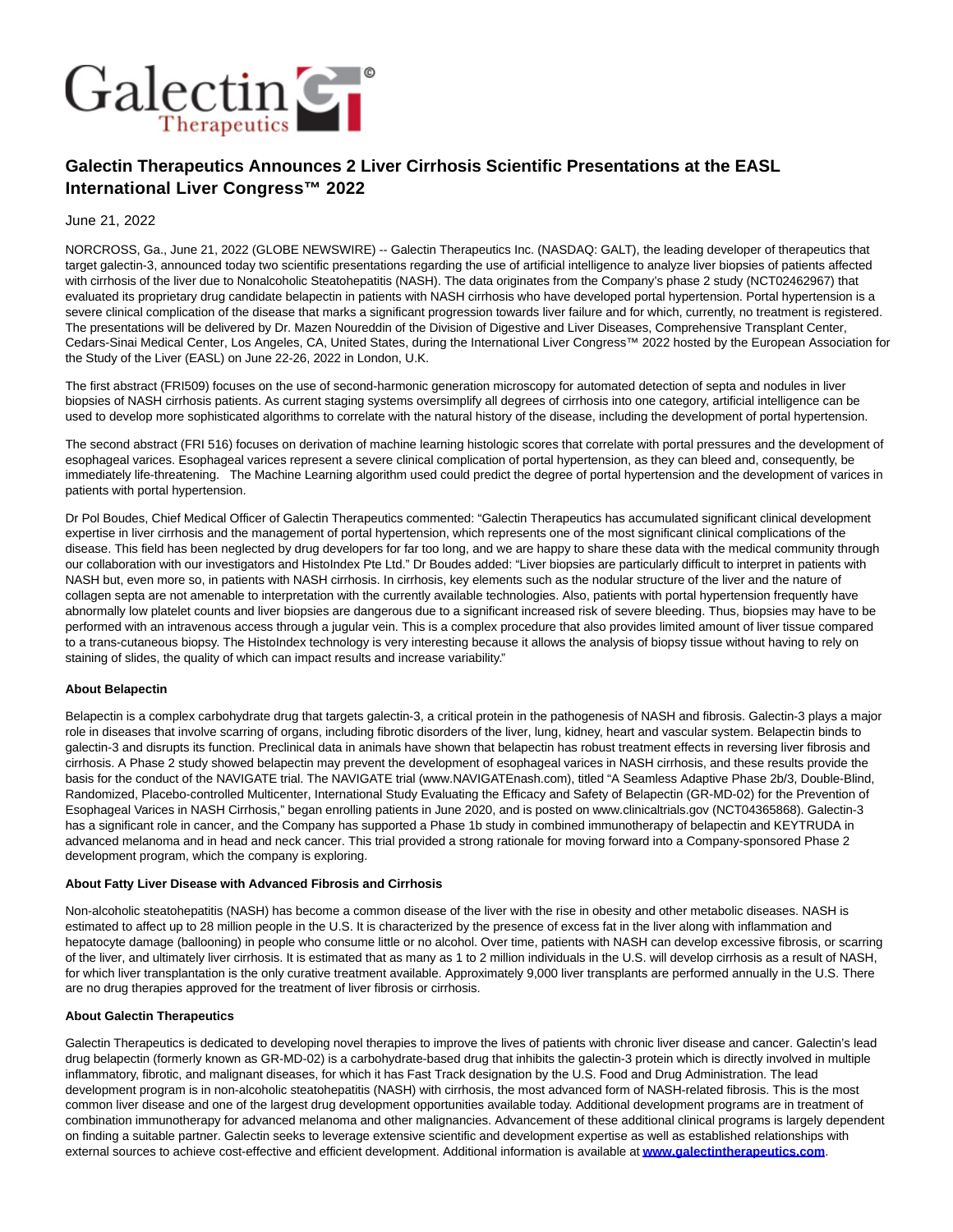# Galectin Therapeutics Announces 2 Liver Cirrhosis Scientific Presentations at the EASL International Liver Congress™ 2022

June 21, 2022

NORCROSS, Ga., June 21, 2022 (GLOBE NEWSWIRE) -- Galectin Therapeutics Inc. (NASDAQ: GALT), the leading developer of therapeutics that target galectin-3, announced today two scientific presentations regarding the use of artificial intelligence to analyze liver biopsies of patients affected with cirrhosis of the liver due to Nonalcoholic Steatohepatitis (NASH). The data originates from the Company's phase 2 study (NCT02462967) that evaluated its proprietary drug candidate belapectin in patients with NASH cirrhosis who have developed portal hypertension. Portal hypertension is a severe clinical complication of the disease that marks a significant progression towards liver failure and for which, currently, no treatment is registered. The presentations will be delivered by Dr. Mazen Noureddin of the Division of Digestive and Liver Diseases, Comprehensive Transplant Center, Cedars-Sinai Medical Center, Los Angeles, CA, United States, during the International Liver Congress™ 2022 hosted by the European Association for the Study of the Liver (EASL) on June 22-26, 2022 in London, U.K.

The first abstract (FRI509) focuses on the use of second-harmonic generation microscopy for automated detection of septa and nodules in liver biopsies of NASH cirrhosis patients. As current staging systems oversimplify all degrees of cirrhosis into one category, artificial intelligence can be used to develop more sophisticated algorithms to correlate with the natural history of the disease, including the development of portal hypertension.

The second abstract (FRI 516) focuses on derivation of machine learning histologic scores that correlate with portal pressures and the development of esophageal varices. Esophageal varices represent a severe clinical complication of portal hypertension, as they can bleed and, consequently, be immediately life-threatening. The Machine Learning algorithm used could predict the degree of portal hypertension and the development of varices in patients with portal hypertension.

Dr Pol Boudes, Chief Medical Officer of Galectin Therapeutics commented: "Galectin Therapeutics has accumulated significant clinical development expertise in liver cirrhosis and the management of portal hypertension, which represents one of the most significant clinical complications of the disease. This field has been neglected by drug developers for far too long, and we are happy to share these data with the medical community through our collaboration with our investigators and HistoIndex Pte Ltd." Dr Boudes added: "Liver biopsies are particularly difficult to interpret in patients with NASH but, even more so, in patients with NASH cirrhosis. In cirrhosis, key elements such as the nodular structure of the liver and the nature of collagen septa are not amenable to interpretation with the currently available technologies. Also, patients with portal hypertension frequently have abnormally low platelet counts and liver biopsies are dangerous due to a significant increased risk of severe bleeding. Thus, biopsies may have to be performed with an intravenous access through a jugular vein. This is a complex procedure that also provides limited amount of liver tissue compared to a trans-cutaneous biopsy. The HistoIndex technology is very interesting because it allows the analysis of biopsy tissue without having to rely on staining of slides, the quality of which can impact results and increase variability."

**About Belapectin**

Belapectin is a complex carbohydrate drug that targets galectin-3, a critical protein in the pathogenesis of NASH and fibrosis. Galectin-3 plays a major role in diseases that involve scarring of organs, including fibrotic disorders of the liver, lung, kidney, heart and vascular system. Belapectin binds to galectin-3 and disrupts its function. Preclinical data in animals have shown that belapectin has robust treatment effects in reversing liver fibrosis and cirrhosis. A Phase 2 study showed belapectin may prevent the development of esophageal varices in NASH cirrhosis, and these results provide the basis for the conduct of the NAVIGATE trial. The NAVIGATE trial (www.NAVIGATEnash.com), titled "A Seamless Adaptive Phase 2b/3, Double-Blind, Randomized, Placebo-controlled Multicenter, International Study Evaluating the Efficacy and Safety of Belapectin (GR-MD-02) for the Prevention of Esophageal Varices in NASH Cirrhosis," began enrolling patients in June 2020, and is posted on www.clinicaltrials.gov (NCT04365868). Galectin-3 has a significant role in cancer, and the Company has supported a Phase 1b study in combined immunotherapy of belapectin and KEYTRUDA in advanced melanoma and in head and neck cancer. This trial provided a strong rationale for moving forward into a Company-sponsored Phase 2 development program, which the company is exploring.

**About Fatty Liver Disease with Advanced Fibrosis and Cirrhosis**

Non-alcoholic steatohepatitis (NASH) has become a common disease of the liver with the rise in obesity and other metabolic diseases. NASH is estimated to affect up to 28 million people in the U.S. It is characterized by the presence of excess fat in the liver along with inflammation and hepatocyte damage (ballooning) in people who consume little or no alcohol. Over time, patients with NASH can develop excessive fibrosis, or scarring of the liver, and ultimately liver cirrhosis. It is estimated that as many as 1 to 2 million individuals in the U.S. will develop cirrhosis as a result of NASH, for which liver transplantation is the only curative treatment available. Approximately 9,000 liver transplants are performed annually in the U.S. There are no drug therapies approved for the treatment of liver fibrosis or cirrhosis.

**About Galectin Therapeutics**

Galectin Therapeutics is dedicated to developing novel therapies to improve the lives of patients with chronic liver disease and cancer. Galectin's lead drug belapectin (formerly known as GR-MD-02) is a carbohydrate-based drug that inhibits the galectin-3 protein which is directly involved in multiple inflammatory, fibrotic, and malignant diseases, for which it has Fast Track designation by the U.S. Food and Drug Administration. The lead development program is in non-alcoholic steatohepatitis (NASH) with cirrhosis, the most advanced form of NASH-related fibrosis. This is the most common liver disease and one of the largest drug development opportunities available today. Additional development programs are in treatment of combination immunotherapy for advanced melanoma and other malignancies. Advancement of these additional clinical programs is largely dependent on finding a suitable partner. Galectin seeks to leverage extensive scientific and development expertise as well as established relationships with external sources to achieve cost-effective and efficient development. Additional information is available at **www.galectintherapeutics.com**.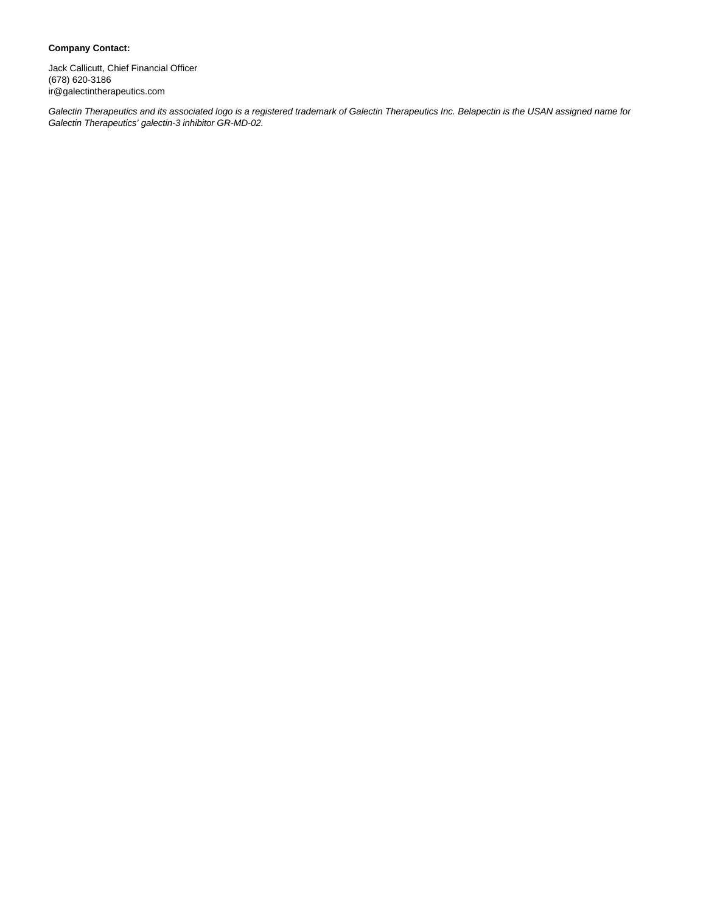**Company Contact:**

Jack Callicutt, Chief Financial Officer
(678) 620-3186
ir@galectintherapeutics.com

*Galectin Therapeutics and its associated logo is a registered trademark of Galectin Therapeutics Inc. Belapectin is the USAN assigned name for Galectin Therapeutics' galectin-3 inhibitor GR-MD-02.*